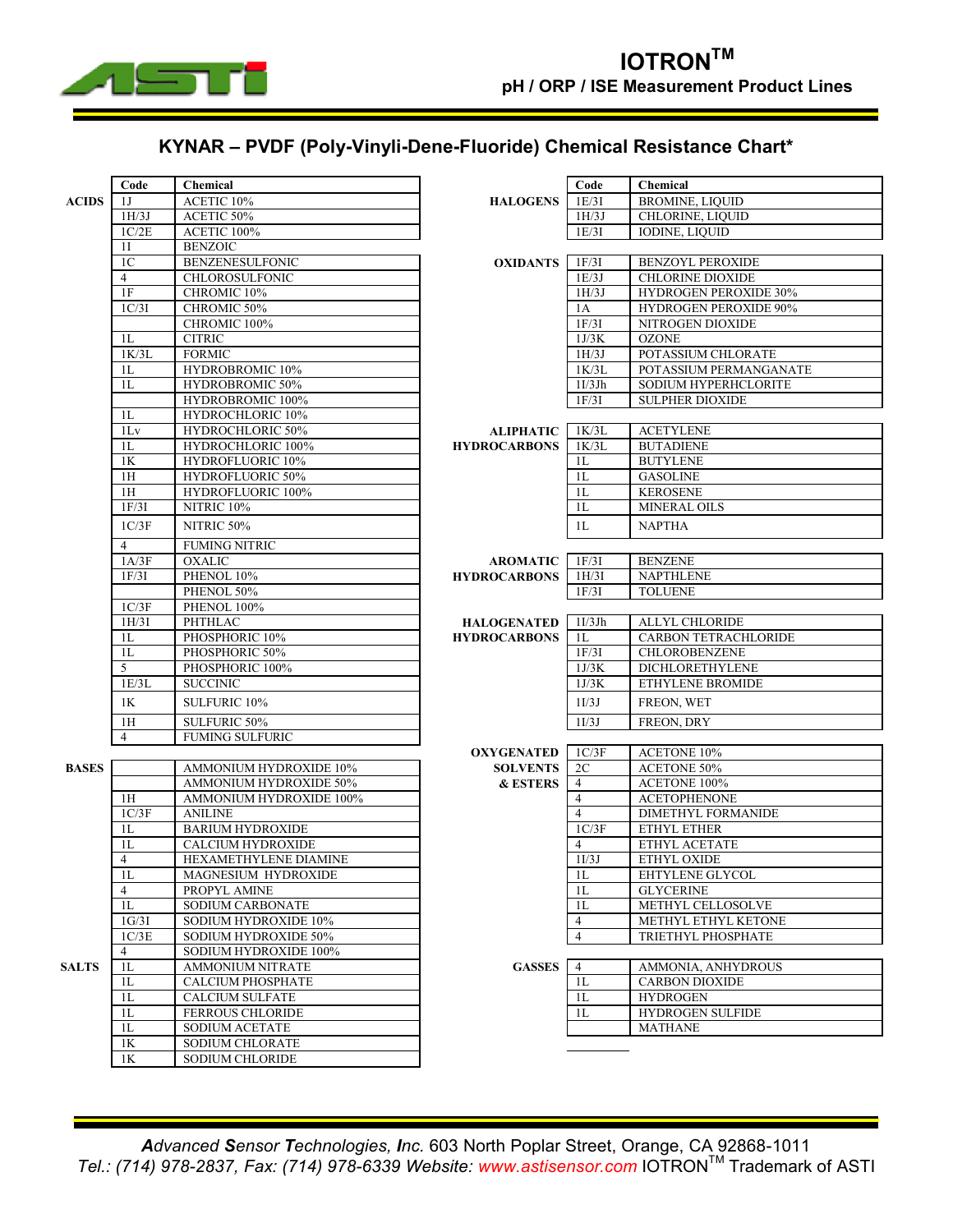# IOTRON™

## pH / ORP / ISE Measurement Product Lines

## KYNAR – PVDF (Poly-Vinyli-Dene-Fluoride) Chemical Resistance Chart*

| | Code | Chemical |
|---|---|---|
| **ACIDS** | 1J | ACETIC 10% |
| | 1H/3J | ACETIC 50% |
| | 1C/2E | ACETIC 100% |
| | 1I | BENZOIC |
| | 1C | BENZENESULFONIC |
| | 4 | CHLOROSULFONIC |
| | 1F | CHROMIC 10% |
| | 1C/3I | CHROMIC 50% |
| | | CHROMIC 100% |
| | 1L | CITRIC |
| | 1K/3L | FORMIC |
| | 1L | HYDROBROMIC 10% |
| | 1L | HYDROBROMIC 50% |
| | | HYDROBROMIC 100% |
| | 1L | HYDROCHLORIC 10% |
| | 1Lv | HYDROCHLORIC 50% |
| | 1L | HYDROCHLORIC 100% |
| | 1K | HYDROFLUORIC 10% |
| | 1H | HYDROFLUORIC 50% |
| | 1H | HYDROFLUORIC 100% |
| | 1F/3I | NITRIC 10% |
| | 1C/3F | NITRIC 50% |
| | 4 | FUMING NITRIC |
| | 1A/3F | OXALIC |
| | 1F/3I | PHENOL 10% |
| | | PHENOL 50% |
| | 1C/3F | PHENOL 100% |
| | 1H/3I | PHTHLAC |
| | 1L | PHOSPHORIC 10% |
| | 1L | PHOSPHORIC 50% |
| | 5 | PHOSPHORIC 100% |
| | 1E/3L | SUCCINIC |
| | 1K | SULFURIC 10% |
| | 1H | SULFURIC 50% |
| | 4 | FUMING SULFURIC |
| **BASES** | | AMMONIUM HYDROXIDE 10% |
| | | AMMONIUM HYDROXIDE 50% |
| | 1H | AMMONIUM HYDROXIDE 100% |
| | 1C/3F | ANILINE |
| | 1L | BARIUM HYDROXIDE |
| | 1L | CALCIUM HYDROXIDE |
| | 4 | HEXAMETHYLENE DIAMINE |
| | 1L | MAGNESIUM HYDROXIDE |
| | 4 | PROPYL AMINE |
| | 1L | SODIUM CARBONATE |
| | 1G/3I | SODIUM HYDROXIDE 10% |
| | 1C/3E | SODIUM HYDROXIDE 50% |
| | 4 | SODIUM HYDROXIDE 100% |
| **SALTS** | 1L | AMMONIUM NITRATE |
| | 1L | CALCIUM PHOSPHATE |
| | 1L | CALCIUM SULFATE |
| | 1L | FERROUS CHLORIDE |
| | 1L | SODIUM ACETATE |
| | 1K | SODIUM CHLORATE |
| | 1K | SODIUM CHLORIDE |

| | Code | Chemical |
|---|---|---|
| **HALOGENS** | 1E/3I | BROMINE, LIQUID |
| | 1H/3J | CHLORINE, LIQUID |
| | 1E/3I | IODINE, LIQUID |
| **OXIDANTS** | 1F/3I | BENZOYL PEROXIDE |
| | 1E/3J | CHLORINE DIOXIDE |
| | 1H/3J | HYDROGEN PEROXIDE 30% |
| | 1A | HYDROGEN PEROXIDE 90% |
| | 1F/3I | NITROGEN DIOXIDE |
| | 1J/3K | OZONE |
| | 1H/3J | POTASSIUM CHLORATE |
| | 1K/3L | POTASSIUM PERMANGANATE |
| | 1I/3Jh | SODIUM HYPERHCLORITE |
| | 1F/3I | SULPHER DIOXIDE |
| **ALIPHATIC HYDROCARBONS** | 1K/3L | ACETYLENE |
| | 1K/3L | BUTADIENE |
| | 1L | BUTYLENE |
| | 1L | GASOLINE |
| | 1L | KEROSENE |
| | 1L | MINERAL OILS |
| | 1L | NAPTHA |
| **AROMATIC HYDROCARBONS** | 1F/3I | BENZENE |
| | 1H/3I | NAPTHLENE |
| | 1F/3I | TOLUENE |
| **HALOGENATED HYDROCARBONS** | 1I/3Jh | ALLYL CHLORIDE |
| | 1L | CARBON TETRACHLORIDE |
| | 1F/3I | CHLOROBENZENE |
| | 1J/3K | DICHLORETHYLENE |
| | 1J/3K | ETHYLENE BROMIDE |
| | 1I/3J | FREON, WET |
| | 1I/3J | FREON, DRY |
| **OXYGENATED SOLVENTS & ESTERS** | 1C/3F | ACETONE 10% |
| | 2C | ACETONE 50% |
| | 4 | ACETONE 100% |
| | 4 | ACETOPHENONE |
| | 4 | DIMETHYL FORMANIDE |
| | 1C/3F | ETHYL ETHER |
| | 4 | ETHYL ACETATE |
| | 1I/3J | ETHYL OXIDE |
| | 1L | EHTYLENE GLYCOL |
| | 1L | GLYCERINE |
| | 1L | METHYL CELLOSOLVE |
| | 4 | METHYL ETHYL KETONE |
| | 4 | TRIETHYL PHOSPHATE |
| **GASSES** | 4 | AMMONIA, ANHYDROUS |
| | 1L | CARBON DIOXIDE |
| | 1L | HYDROGEN |
| | 1L | HYDROGEN SULFIDE |
| | | MATHANE |

*Advanced Sensor Technologies, Inc.* 603 North Poplar Street, Orange, CA 92868-1011
*Tel.: (714) 978-2837, Fax: (714) 978-6339 Website:* www.astisensor.com IOTRON™ Trademark of ASTI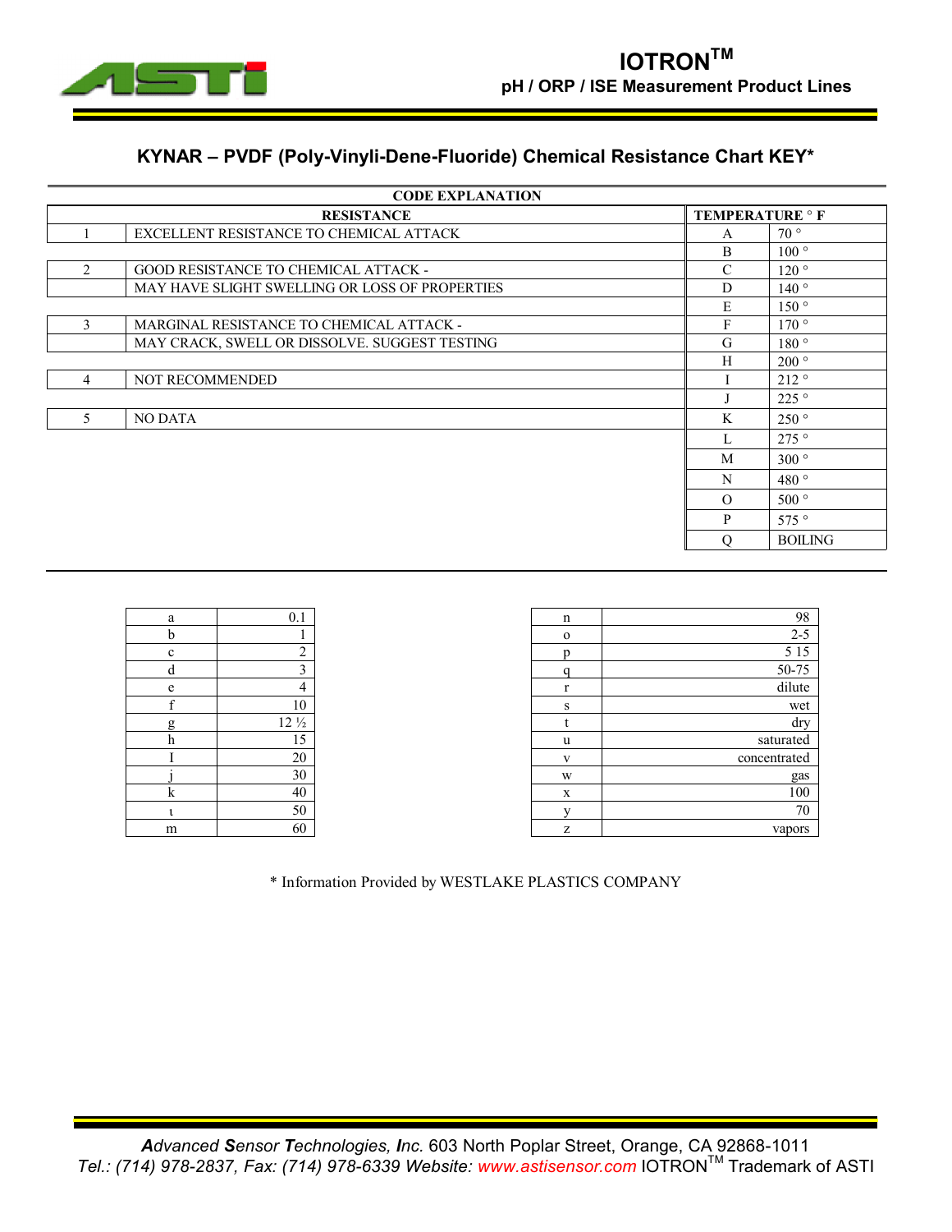## KYNAR – PVDF (Poly-Vinyli-Dene-Fluoride) Chemical Resistance Chart KEY*

| CODE EXPLANATION | | | |
|---|---|---|---|
| RESISTANCE | | TEMPERATURE ° F | |
| 1 | EXCELLENT RESISTANCE TO CHEMICAL ATTACK | A | 70 ° |
| | | B | 100 ° |
| 2 | GOOD RESISTANCE TO CHEMICAL ATTACK - | C | 120 ° |
| | MAY HAVE SLIGHT SWELLING OR LOSS OF PROPERTIES | D | 140 ° |
| | | E | 150 ° |
| 3 | MARGINAL RESISTANCE TO CHEMICAL ATTACK - | F | 170 ° |
| | MAY CRACK, SWELL OR DISSOLVE. SUGGEST TESTING | G | 180 ° |
| | | H | 200 ° |
| 4 | NOT RECOMMENDED | I | 212 ° |
| | | J | 225 ° |
| 5 | NO DATA | K | 250 ° |
| | | L | 275 ° |
| | | M | 300 ° |
| | | N | 480 ° |
| | | O | 500 ° |
| | | P | 575 ° |
| | | Q | BOILING |

| | |
|---|---|
| a | 0.1 |
| b | 1 |
| c | 2 |
| d | 3 |
| e | 4 |
| f | 10 |
| g | 12 ½ |
| h | 15 |
| I | 20 |
| j | 30 |
| k | 40 |
| ι | 50 |
| m | 60 |

| | |
|---|---|
| n | 98 |
| o | 2-5 |
| p | 5 15 |
| q | 50-75 |
| r | dilute |
| s | wet |
| t | dry |
| u | saturated |
| v | concentrated |
| w | gas |
| x | 100 |
| y | 70 |
| z | vapors |

* Information Provided by WESTLAKE PLASTICS COMPANY